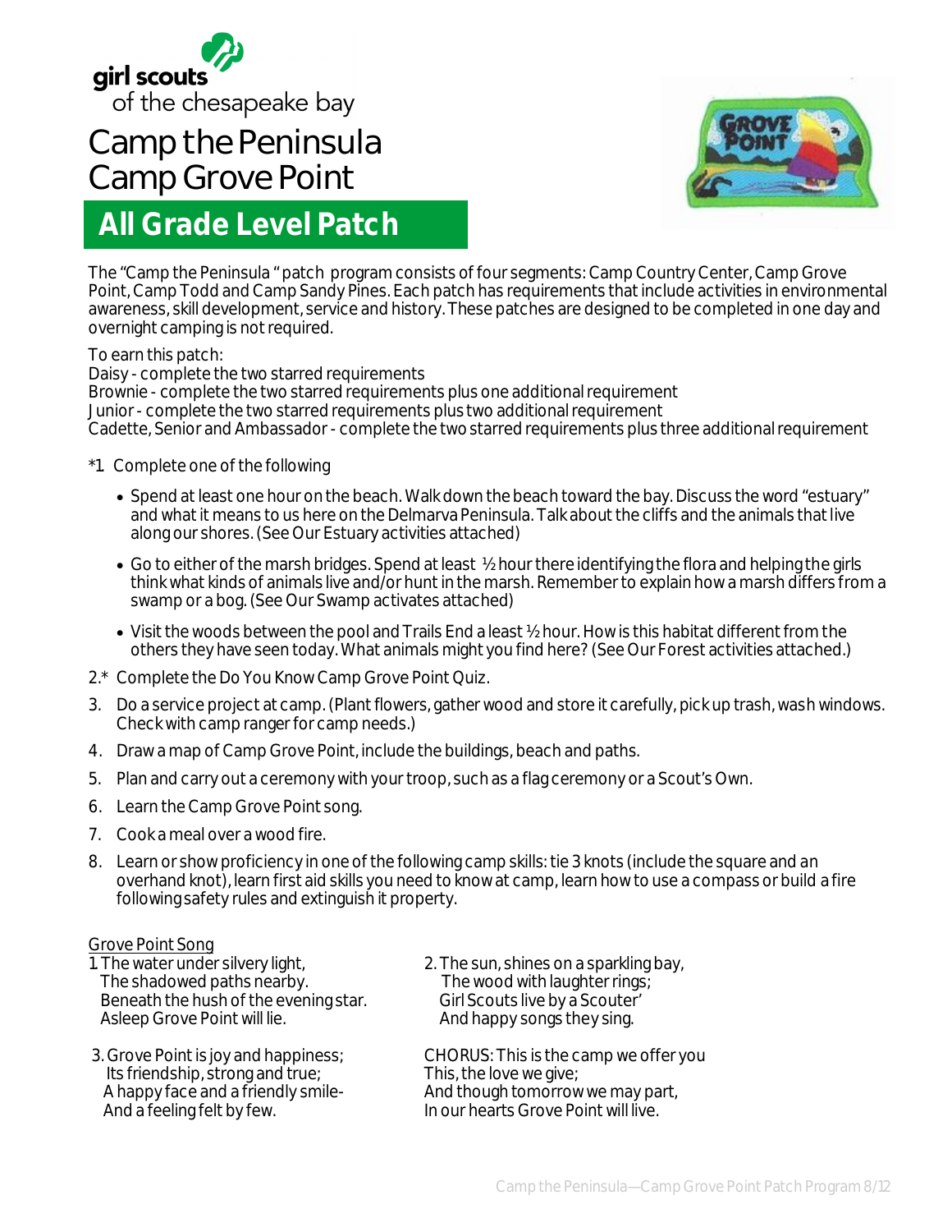girl scouts of the chesapeake bay

# Camp the Peninsula Camp Grove Point

## All Grade Level Patch

The "Camp the Peninsula " patch program consists of four segments: Camp Country Center, Camp Grove Point, Camp Todd and Camp Sandy Pines. Each patch has requirements that include activities in environmental awareness, skill development, service and history. These patches are designed to be completed in one day and overnight camping is not required.

To earn this patch:
Daisy - complete the two starred requirements
Brownie - complete the two starred requirements plus one additional requirement
Junior - complete the two starred requirements plus two additional requirement
Cadette, Senior and Ambassador - complete the two starred requirements plus three additional requirement

*1. Complete one of the following

- Spend at least one hour on the beach. Walk down the beach toward the bay. Discuss the word "estuary" and what it means to us here on the Delmarva Peninsula. Talk about the cliffs and the animals that live along our shores. (See Our Estuary activities attached)
- Go to either of the marsh bridges. Spend at least ½ hour there identifying the flora and helping the girls think what kinds of animals live and/or hunt in the marsh. Remember to explain how a marsh differs from a swamp or a bog. (See Our Swamp activates attached)
- Visit the woods between the pool and Trails End a least ½ hour. How is this habitat different from the others they have seen today. What animals might you find here? (See Our Forest activities attached.)

2.* Complete the Do You Know Camp Grove Point Quiz.

3. Do a service project at camp. (Plant flowers, gather wood and store it carefully, pick up trash, wash windows. Check with camp ranger for camp needs.)
4. Draw a map of Camp Grove Point, include the buildings, beach and paths.
5. Plan and carry out a ceremony with your troop, such as a flag ceremony or a Scout's Own.
6. Learn the Camp Grove Point song.
7. Cook a meal over a wood fire.
8. Learn or show proficiency in one of the following camp skills: tie 3 knots (include the square and an overhand knot), learn first aid skills you need to know at camp, learn how to use a compass or build a fire following safety rules and extinguish it properly.

Grove Point Song

1. The water under silvery light,
The shadowed paths nearby.
Beneath the hush of the evening star.
Asleep Grove Point will lie.

2. The sun, shines on a sparkling bay,
The wood with laughter rings;
Girl Scouts live by a Scouter'
And happy songs they sing.

3. Grove Point is joy and happiness;
Its friendship, strong and true;
A happy face and a friendly smile-
And a feeling felt by few.

CHORUS: This is the camp we offer you
This, the love we give;
And though tomorrow we may part,
In our hearts Grove Point will live.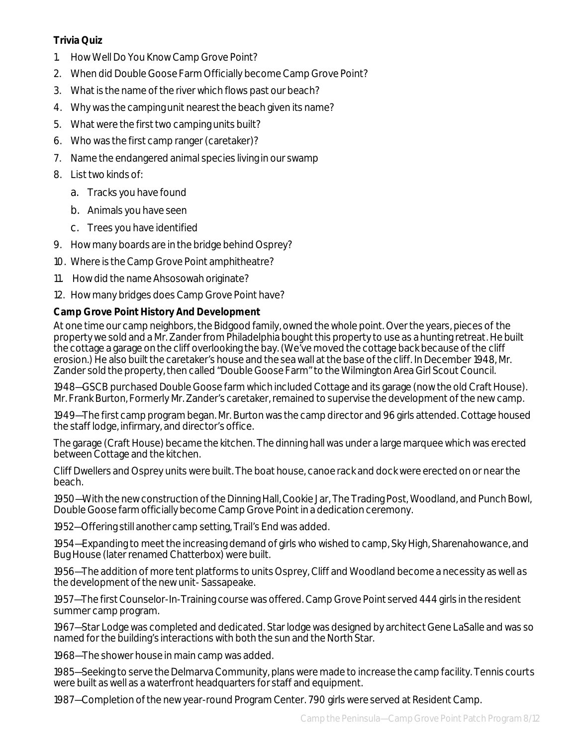**Trivia Quiz**

1. How Well Do You Know Camp Grove Point?
2. When did Double Goose Farm Officially become Camp Grove Point?
3. What is the name of the river which flows past our beach?
4. Why was the camping unit nearest the beach given its name?
5. What were the first two camping units built?
6. Who was the first camp ranger (caretaker)?
7. Name the endangered animal species living in our swamp
8. List two kinds of:
   a. Tracks you have found
   b. Animals you have seen
   c. Trees you have identified
9. How many boards are in the bridge behind Osprey?
10. Where is the Camp Grove Point amphitheatre?
11. How did the name Ahsosowah originate?
12. How many bridges does Camp Grove Point have?

**Camp Grove Point History And Development**

At one time our camp neighbors, the Bidgood family, owned the whole point. Over the years, pieces of the property we sold and a Mr. Zander from Philadelphia bought this property to use as a hunting retreat. He built the cottage a garage on the cliff overlooking the bay. (We've moved the cottage back because of the cliff erosion.) He also built the caretaker's house and the sea wall at the base of the cliff. In December 1948, Mr. Zander sold the property, then called "Double Goose Farm" to the Wilmington Area Girl Scout Council.

1948—GSCB purchased Double Goose farm which included Cottage and its garage (now the old Craft House). Mr. Frank Burton, Formerly Mr. Zander's caretaker, remained to supervise the development of the new camp.

1949—The first camp program began. Mr. Burton was the camp director and 96 girls attended. Cottage housed the staff lodge, infirmary, and director's office.

The garage (Craft House) became the kitchen. The dinning hall was under a large marquee which was erected between Cottage and the kitchen.

Cliff Dwellers and Osprey units were built. The boat house, canoe rack and dock were erected on or near the beach.

1950—With the new construction of the Dinning Hall, Cookie Jar, The Trading Post, Woodland, and Punch Bowl, Double Goose farm officially become Camp Grove Point in a dedication ceremony.

1952—Offering still another camp setting, Trail's End was added.

1954—Expanding to meet the increasing demand of girls who wished to camp, Sky High, Sharenahowance, and Bug House (later renamed Chatterbox) were built.

1956—The addition of more tent platforms to units Osprey, Cliff and Woodland become a necessity as well as the development of the new unit- Sassapeake.

1957—The first Counselor-In-Training course was offered. Camp Grove Point served 444 girls in the resident summer camp program.

1967—Star Lodge was completed and dedicated. Star lodge was designed by architect Gene LaSalle and was so named for the building's interactions with both the sun and the North Star.

1968—The shower house in main camp was added.

1985—Seeking to serve the Delmarva Community, plans were made to increase the camp facility. Tennis courts were built as well as a waterfront headquarters for staff and equipment.

1987—Completion of the new year-round Program Center. 790 girls were served at Resident Camp.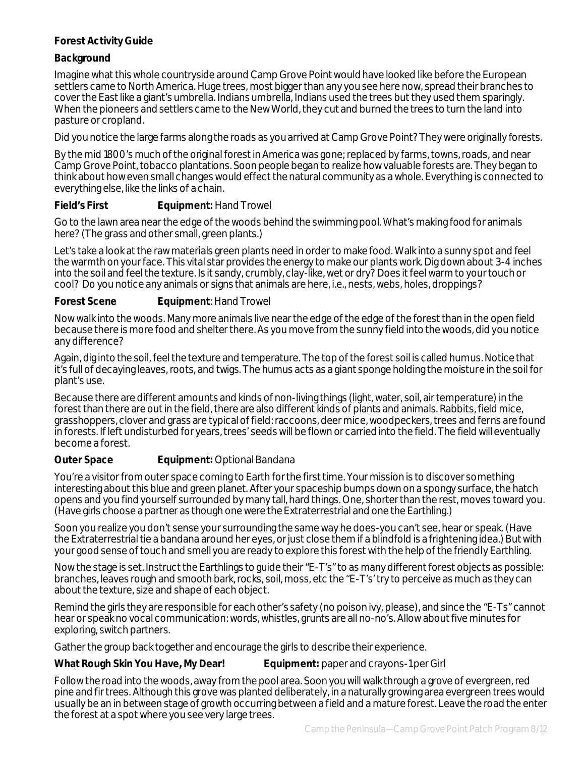**Forest Activity Guide**

**Background**

Imagine what this whole countryside around Camp Grove Point would have looked like before the European settlers came to North America. Huge trees, most bigger than any you see here now, spread their branches to cover the East like a giant's umbrella. Indians umbrella, Indians used the trees but they used them sparingly. When the pioneers and settlers came to the New World, they cut and burned the trees to turn the land into pasture or cropland.

Did you notice the large farms along the roads as you arrived at Camp Grove Point? They were originally forests.

By the mid 1800's much of the original forest in America was gone; replaced by farms, towns, roads, and near Camp Grove Point, tobacco plantations. Soon people began to realize how valuable forests are. They began to think about how even small changes would effect the natural community as a whole. Everything is connected to everything else, like the links of a chain.

**Field's First** **Equipment:** Hand Trowel

Go to the lawn area near the edge of the woods behind the swimming pool. What's making food for animals here? (The grass and other small, green plants.)

Let's take a look at the raw materials green plants need in order to make food. Walk into a sunny spot and feel the warmth on your face. This vital star provides the energy to make our plants work. Dig down about 3-4 inches into the soil and feel the texture. Is it sandy, crumbly, clay-like, wet or dry? Does it feel warm to your touch or cool? Do you notice any animals or signs that animals are here, i.e., nests, webs, holes, droppings?

**Forest Scene** **Equipment**: Hand Trowel

Now walk into the woods. Many more animals live near the edge of the edge of the forest than in the open field because there is more food and shelter there. As you move from the sunny field into the woods, did you notice any difference?

Again, dig into the soil, feel the texture and temperature. The top of the forest soil is called humus. Notice that it's full of decaying leaves, roots, and twigs. The humus acts as a giant sponge holding the moisture in the soil for plant's use.

Because there are different amounts and kinds of non-living things (light, water, soil, air temperature) in the forest than there are out in the field, there are also different kinds of plants and animals. Rabbits, field mice, grasshoppers, clover and grass are typical of field: raccoons, deer mice, woodpeckers, trees and ferns are found in forests. If left undisturbed for years, trees' seeds will be flown or carried into the field. The field will eventually become a forest.

**Outer Space** **Equipment:** Optional Bandana

You're a visitor from outer space coming to Earth for the first time. Your mission is to discover something interesting about this blue and green planet. After your spaceship bumps down on a spongy surface, the hatch opens and you find yourself surrounded by many tall, hard things. One, shorter than the rest, moves toward you. (Have girls choose a partner as though one were the Extraterrestrial and one the Earthling.)

Soon you realize you don't sense your surrounding the same way he does-you can't see, hear or speak. (Have the Extraterrestrial tie a bandana around her eyes, or just close them if a blindfold is a frightening idea.) But with your good sense of touch and smell you are ready to explore this forest with the help of the friendly Earthling.

Now the stage is set. Instruct the Earthlings to guide their "E-T's" to as many different forest objects as possible: branches, leaves rough and smooth bark, rocks, soil, moss, etc the "E-T's' try to perceive as much as they can about the texture, size and shape of each object.

Remind the girls they are responsible for each other's safety (no poison ivy, please), and since the "E-Ts" cannot hear or speak no vocal communication: words, whistles, grunts are all no-no's. Allow about five minutes for exploring, switch partners.

Gather the group back together and encourage the girls to describe their experience.

**What Rough Skin You Have, My Dear!** **Equipment:** paper and crayons-1 per Girl

Follow the road into the woods, away from the pool area. Soon you will walk through a grove of evergreen, red pine and fir trees. Although this grove was planted deliberately, in a naturally growing area evergreen trees would usually be an in between stage of growth occurring between a field and a mature forest. Leave the road the enter the forest at a spot where you see very large trees.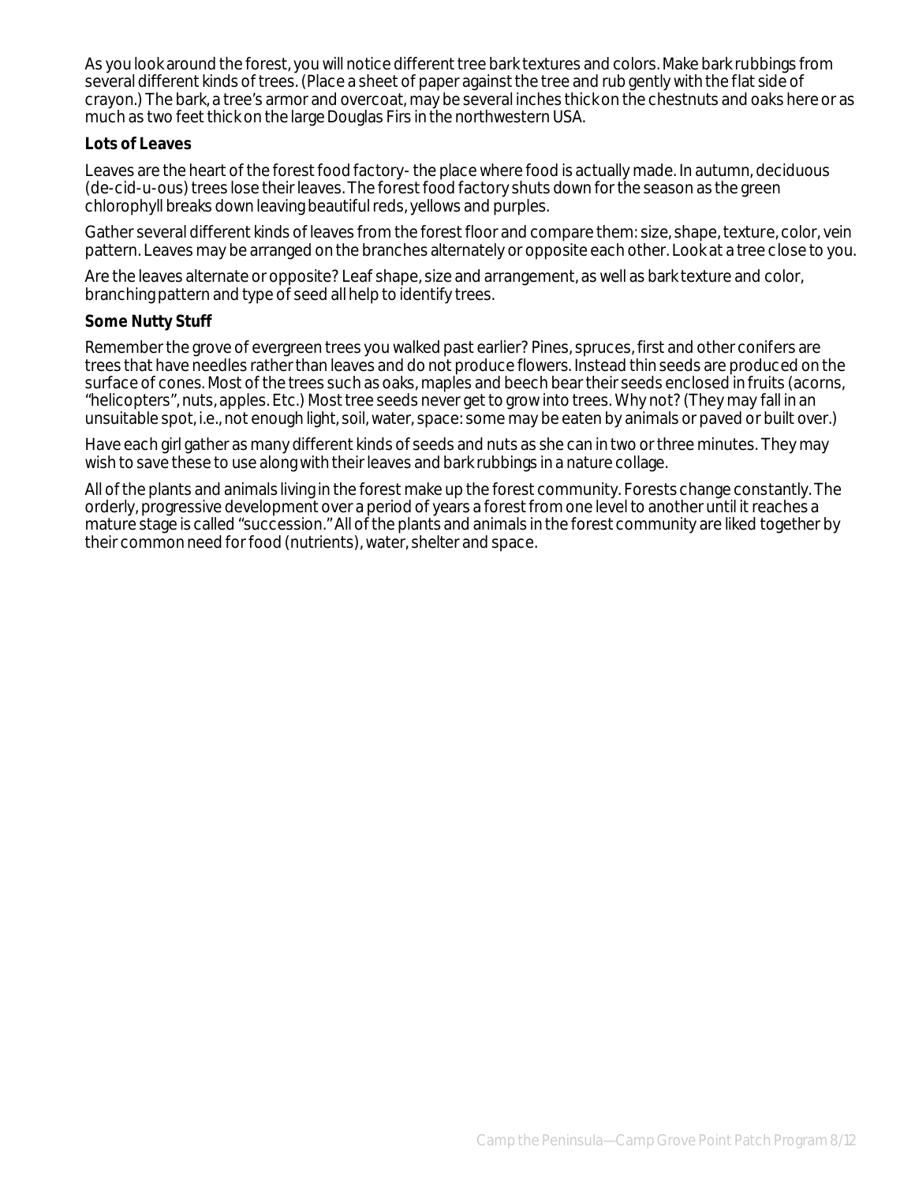As you look around the forest, you will notice different tree bark textures and colors. Make bark rubbings from several different kinds of trees. (Place a sheet of paper against the tree and rub gently with the flat side of crayon.) The bark, a tree's armor and overcoat, may be several inches thick on the chestnuts and oaks here or as much as two feet thick on the large Douglas Firs in the northwestern USA.

**Lots of Leaves**

Leaves are the heart of the forest food factory- the place where food is actually made. In autumn, deciduous (de-cid-u-ous) trees lose their leaves. The forest food factory shuts down for the season as the green chlorophyll breaks down leaving beautiful reds, yellows and purples.

Gather several different kinds of leaves from the forest floor and compare them: size, shape, texture, color, vein pattern. Leaves may be arranged on the branches alternately or opposite each other. Look at a tree close to you.

Are the leaves alternate or opposite? Leaf shape, size and arrangement, as well as bark texture and color, branching pattern and type of seed all help to identify trees.

**Some Nutty Stuff**

Remember the grove of evergreen trees you walked past earlier? Pines, spruces, first and other conifers are trees that have needles rather than leaves and do not produce flowers. Instead thin seeds are produced on the surface of cones. Most of the trees such as oaks, maples and beech bear their seeds enclosed in fruits (acorns, "helicopters", nuts, apples. Etc.) Most tree seeds never get to grow into trees. Why not? (They may fall in an unsuitable spot, i.e., not enough light, soil, water, space: some may be eaten by animals or paved or built over.)

Have each girl gather as many different kinds of seeds and nuts as she can in two or three minutes. They may wish to save these to use along with their leaves and bark rubbings in a nature collage.

All of the plants and animals living in the forest make up the forest community. Forests change constantly. The orderly, progressive development over a period of years a forest from one level to another until it reaches a mature stage is called "succession." All of the plants and animals in the forest community are liked together by their common need for food (nutrients), water, shelter and space.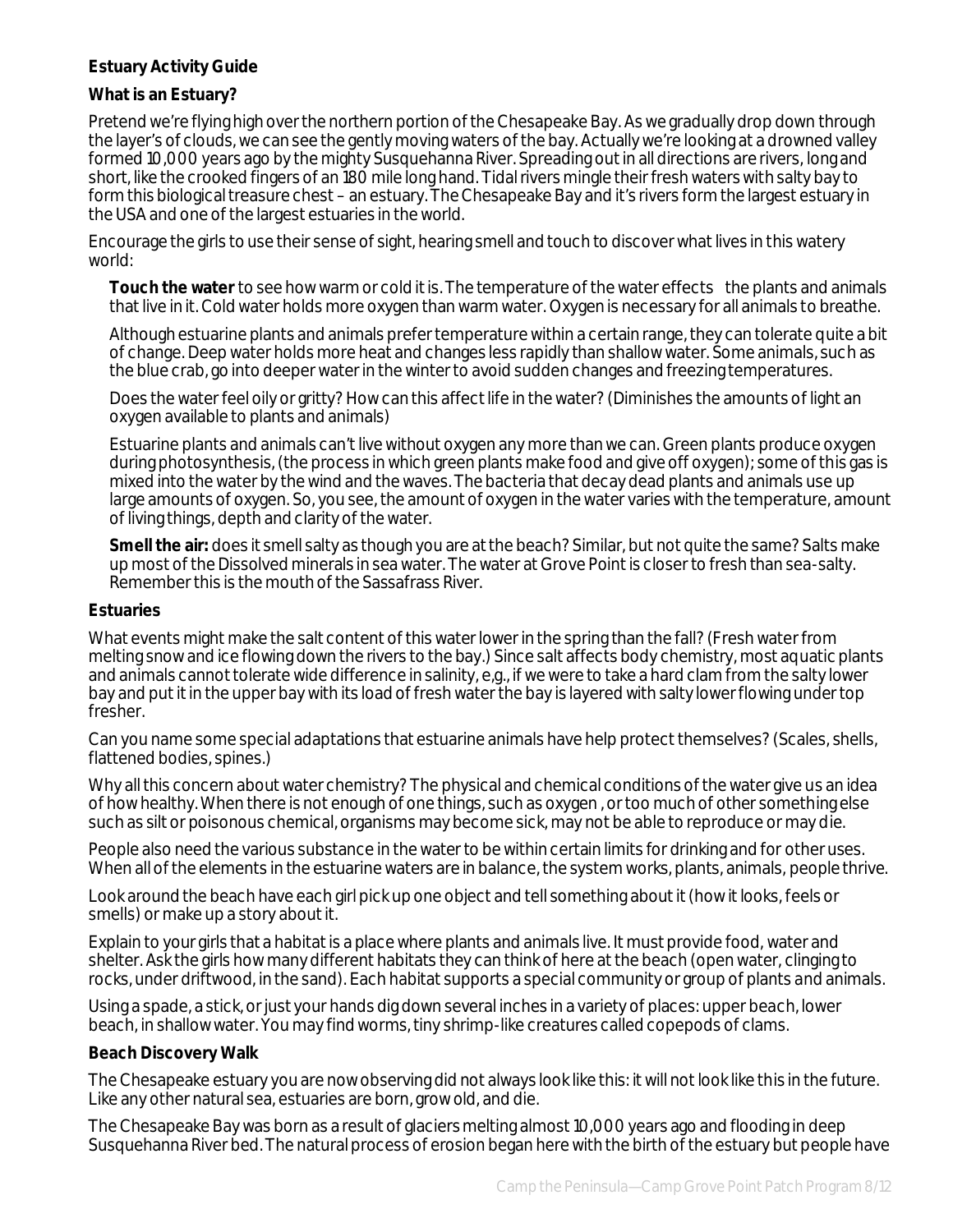**Estuary Activity Guide**

**What is an Estuary?**

Pretend we're flying high over the northern portion of the Chesapeake Bay. As we gradually drop down through the layer's of clouds, we can see the gently moving waters of the bay. Actually we're looking at a drowned valley formed 10,000 years ago by the mighty Susquehanna River. Spreading out in all directions are rivers, long and short, like the crooked fingers of an 180 mile long hand. Tidal rivers mingle their fresh waters with salty bay to form this biological treasure chest – an estuary. The Chesapeake Bay and it's rivers form the largest estuary in the USA and one of the largest estuaries in the world.

Encourage the girls to use their sense of sight, hearing smell and touch to discover what lives in this watery world:

**Touch the water** to see how warm or cold it is. The temperature of the water effects the plants and animals that live in it. Cold water holds more oxygen than warm water. Oxygen is necessary for all animals to breathe.

Although estuarine plants and animals prefer temperature within a certain range, they can tolerate quite a bit of change. Deep water holds more heat and changes less rapidly than shallow water. Some animals, such as the blue crab, go into deeper water in the winter to avoid sudden changes and freezing temperatures.

Does the water feel oily or gritty? How can this affect life in the water? (Diminishes the amounts of light an oxygen available to plants and animals)

Estuarine plants and animals can't live without oxygen any more than we can. Green plants produce oxygen during photosynthesis, (the process in which green plants make food and give off oxygen); some of this gas is mixed into the water by the wind and the waves. The bacteria that decay dead plants and animals use up large amounts of oxygen. So, you see, the amount of oxygen in the water varies with the temperature, amount of living things, depth and clarity of the water.

**Smell the air:** does it smell salty as though you are at the beach? Similar, but not quite the same? Salts make up most of the Dissolved minerals in sea water. The water at Grove Point is closer to fresh than sea-salty. Remember this is the mouth of the Sassafrass River.

**Estuaries**

What events might make the salt content of this water lower in the spring than the fall? (Fresh water from melting snow and ice flowing down the rivers to the bay.) Since salt affects body chemistry, most aquatic plants and animals cannot tolerate wide difference in salinity, e,g., if we were to take a hard clam from the salty lower bay and put it in the upper bay with its load of fresh water the bay is layered with salty lower flowing under top fresher.

Can you name some special adaptations that estuarine animals have help protect themselves? (Scales, shells, flattened bodies, spines.)

Why all this concern about water chemistry? The physical and chemical conditions of the water give us an idea of how healthy. When there is not enough of one things, such as oxygen , or too much of other something else such as silt or poisonous chemical, organisms may become sick, may not be able to reproduce or may die.

People also need the various substance in the water to be within certain limits for drinking and for other uses. When all of the elements in the estuarine waters are in balance, the system works, plants, animals, people thrive.

Look around the beach have each girl pick up one object and tell something about it (how it looks, feels or smells) or make up a story about it.

Explain to your girls that a habitat is a place where plants and animals live. It must provide food, water and shelter. Ask the girls how many different habitats they can think of here at the beach (open water, clinging to rocks, under driftwood, in the sand). Each habitat supports a special community or group of plants and animals.

Using a spade, a stick, or just your hands dig down several inches in a variety of places: upper beach, lower beach, in shallow water. You may find worms, tiny shrimp-like creatures called copepods of clams.

**Beach Discovery Walk**

The Chesapeake estuary you are now observing did not always look like this: it will not look like this in the future. Like any other natural sea, estuaries are born, grow old, and die.

The Chesapeake Bay was born as a result of glaciers melting almost 10,000 years ago and flooding in deep Susquehanna River bed. The natural process of erosion began here with the birth of the estuary but people have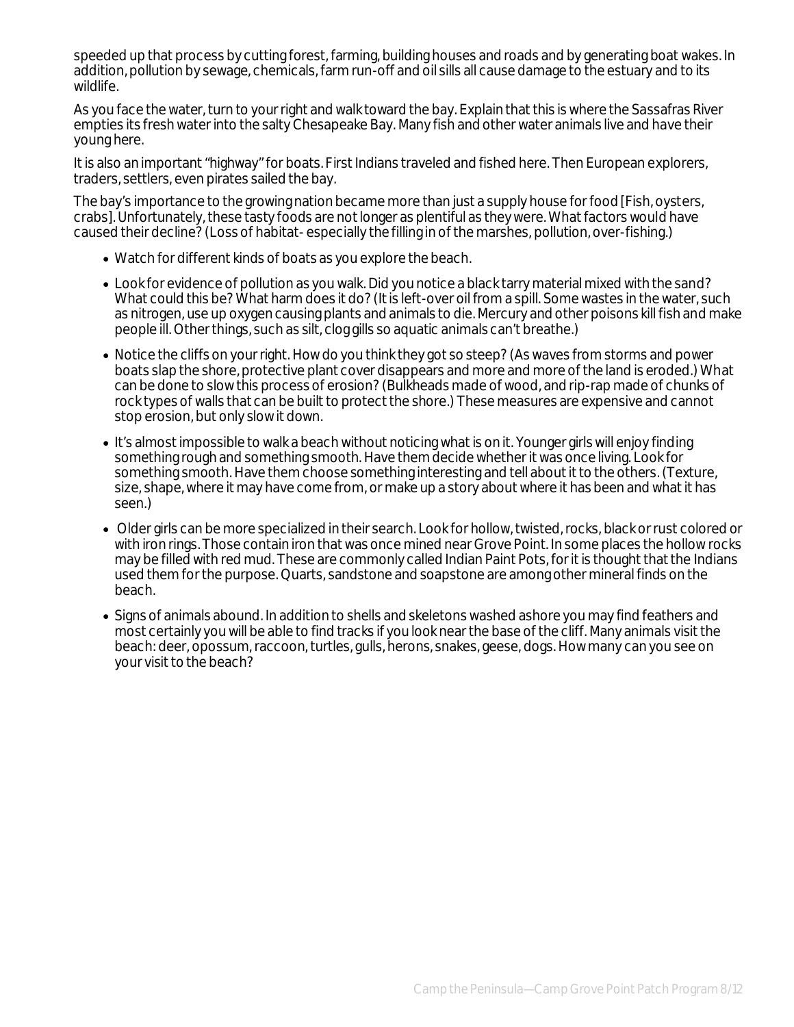speeded up that process by cutting forest, farming, building houses and roads and by generating boat wakes. In addition, pollution by sewage, chemicals, farm run-off and oil sills all cause damage to the estuary and to its wildlife.

As you face the water, turn to your right and walk toward the bay. Explain that this is where the Sassafras River empties its fresh water into the salty Chesapeake Bay. Many fish and other water animals live and have their young here.

It is also an important "highway" for boats. First Indians traveled and fished here. Then European explorers, traders, settlers, even pirates sailed the bay.

The bay's importance to the growing nation became more than just a supply house for food [Fish, oysters, crabs]. Unfortunately, these tasty foods are not longer as plentiful as they were. What factors would have caused their decline? (Loss of habitat- especially the filling in of the marshes, pollution, over-fishing.)

- Watch for different kinds of boats as you explore the beach.
- Look for evidence of pollution as you walk. Did you notice a black tarry material mixed with the sand? What could this be? What harm does it do? (It is left-over oil from a spill. Some wastes in the water, such as nitrogen, use up oxygen causing plants and animals to die. Mercury and other poisons kill fish and make people ill. Other things, such as silt, clog gills so aquatic animals can't breathe.)
- Notice the cliffs on your right. How do you think they got so steep? (As waves from storms and power boats slap the shore, protective plant cover disappears and more and more of the land is eroded.) What can be done to slow this process of erosion? (Bulkheads made of wood, and rip-rap made of chunks of rock types of walls that can be built to protect the shore.) These measures are expensive and cannot stop erosion, but only slow it down.
- It's almost impossible to walk a beach without noticing what is on it. Younger girls will enjoy finding something rough and something smooth. Have them decide whether it was once living. Look for something smooth. Have them choose something interesting and tell about it to the others. (Texture, size, shape, where it may have come from, or make up a story about where it has been and what it has seen.)
- Older girls can be more specialized in their search. Look for hollow, twisted, rocks, black or rust colored or with iron rings. Those contain iron that was once mined near Grove Point. In some places the hollow rocks may be filled with red mud. These are commonly called Indian Paint Pots, for it is thought that the Indians used them for the purpose. Quarts, sandstone and soapstone are among other mineral finds on the beach.
- Signs of animals abound. In addition to shells and skeletons washed ashore you may find feathers and most certainly you will be able to find tracks if you look near the base of the cliff. Many animals visit the beach: deer, opossum, raccoon, turtles, gulls, herons, snakes, geese, dogs. How many can you see on your visit to the beach?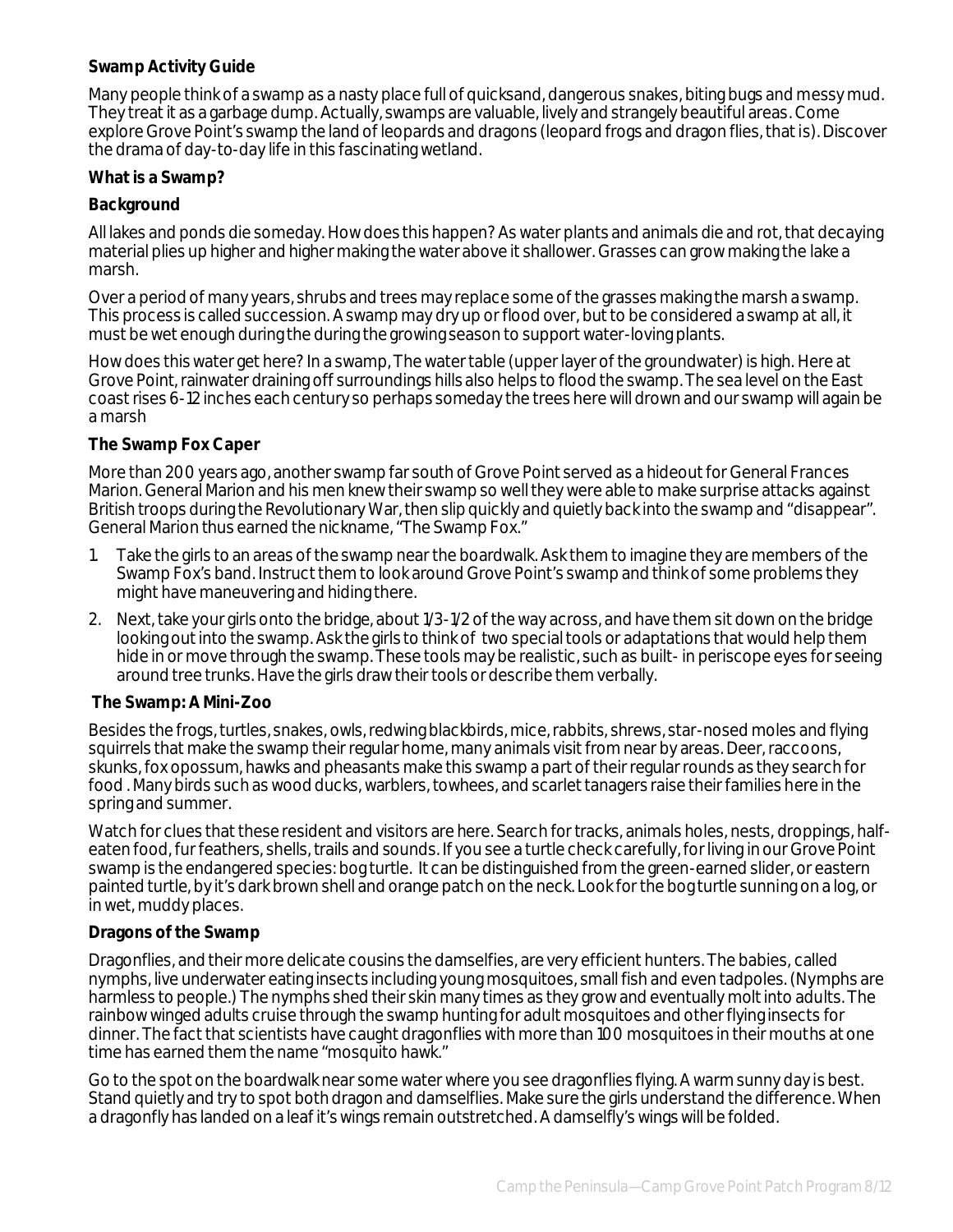**Swamp Activity Guide**

Many people think of a swamp as a nasty place full of quicksand, dangerous snakes, biting bugs and messy mud. They treat it as a garbage dump. Actually, swamps are valuable, lively and strangely beautiful areas. Come explore Grove Point's swamp the land of leopards and dragons (leopard frogs and dragon flies, that is). Discover the drama of day-to-day life in this fascinating wetland.

**What is a Swamp?**

**Background**

All lakes and ponds die someday. How does this happen? As water plants and animals die and rot, that decaying material plies up higher and higher making the water above it shallower. Grasses can grow making the lake a marsh.

Over a period of many years, shrubs and trees may replace some of the grasses making the marsh a swamp. This process is called succession. A swamp may dry up or flood over, but to be considered a swamp at all, it must be wet enough during the during the growing season to support water-loving plants.

How does this water get here? In a swamp, The water table (upper layer of the groundwater) is high. Here at Grove Point, rainwater draining off surroundings hills also helps to flood the swamp. The sea level on the East coast rises 6-12 inches each century so perhaps someday the trees here will drown and our swamp will again be a marsh

**The Swamp Fox Caper**

More than 200 years ago, another swamp far south of Grove Point served as a hideout for General Frances Marion. General Marion and his men knew their swamp so well they were able to make surprise attacks against British troops during the Revolutionary War, then slip quickly and quietly back into the swamp and "disappear". General Marion thus earned the nickname, "The Swamp Fox."

1. Take the girls to an areas of the swamp near the boardwalk. Ask them to imagine they are members of the Swamp Fox's band. Instruct them to look around Grove Point's swamp and think of some problems they might have maneuvering and hiding there.
2. Next, take your girls onto the bridge, about 1/3-1/2 of the way across, and have them sit down on the bridge looking out into the swamp. Ask the girls to think of two special tools or adaptations that would help them hide in or move through the swamp. These tools may be realistic, such as built- in periscope eyes for seeing around tree trunks. Have the girls draw their tools or describe them verbally.

**The Swamp: A Mini-Zoo**

Besides the frogs, turtles, snakes, owls, redwing blackbirds, mice, rabbits, shrews, star-nosed moles and flying squirrels that make the swamp their regular home, many animals visit from near by areas. Deer, raccoons, skunks, fox opossum, hawks and pheasants make this swamp a part of their regular rounds as they search for food . Many birds such as wood ducks, warblers, towhees, and scarlet tanagers raise their families here in the spring and summer.

Watch for clues that these resident and visitors are here. Search for tracks, animals holes, nests, droppings, half-eaten food, fur feathers, shells, trails and sounds. If you see a turtle check carefully, for living in our Grove Point swamp is the endangered species: bog turtle. It can be distinguished from the green-earned slider, or eastern painted turtle, by it's dark brown shell and orange patch on the neck. Look for the bog turtle sunning on a log, or in wet, muddy places.

**Dragons of the Swamp**

Dragonflies, and their more delicate cousins the damselfies, are very efficient hunters. The babies, called nymphs, live underwater eating insects including young mosquitoes, small fish and even tadpoles. (Nymphs are harmless to people.) The nymphs shed their skin many times as they grow and eventually molt into adults. The rainbow winged adults cruise through the swamp hunting for adult mosquitoes and other flying insects for dinner. The fact that scientists have caught dragonflies with more than 100 mosquitoes in their mouths at one time has earned them the name "mosquito hawk."

Go to the spot on the boardwalk near some water where you see dragonflies flying. A warm sunny day is best. Stand quietly and try to spot both dragon and damselflies. Make sure the girls understand the difference. When a dragonfly has landed on a leaf it's wings remain outstretched. A damselfly's wings will be folded.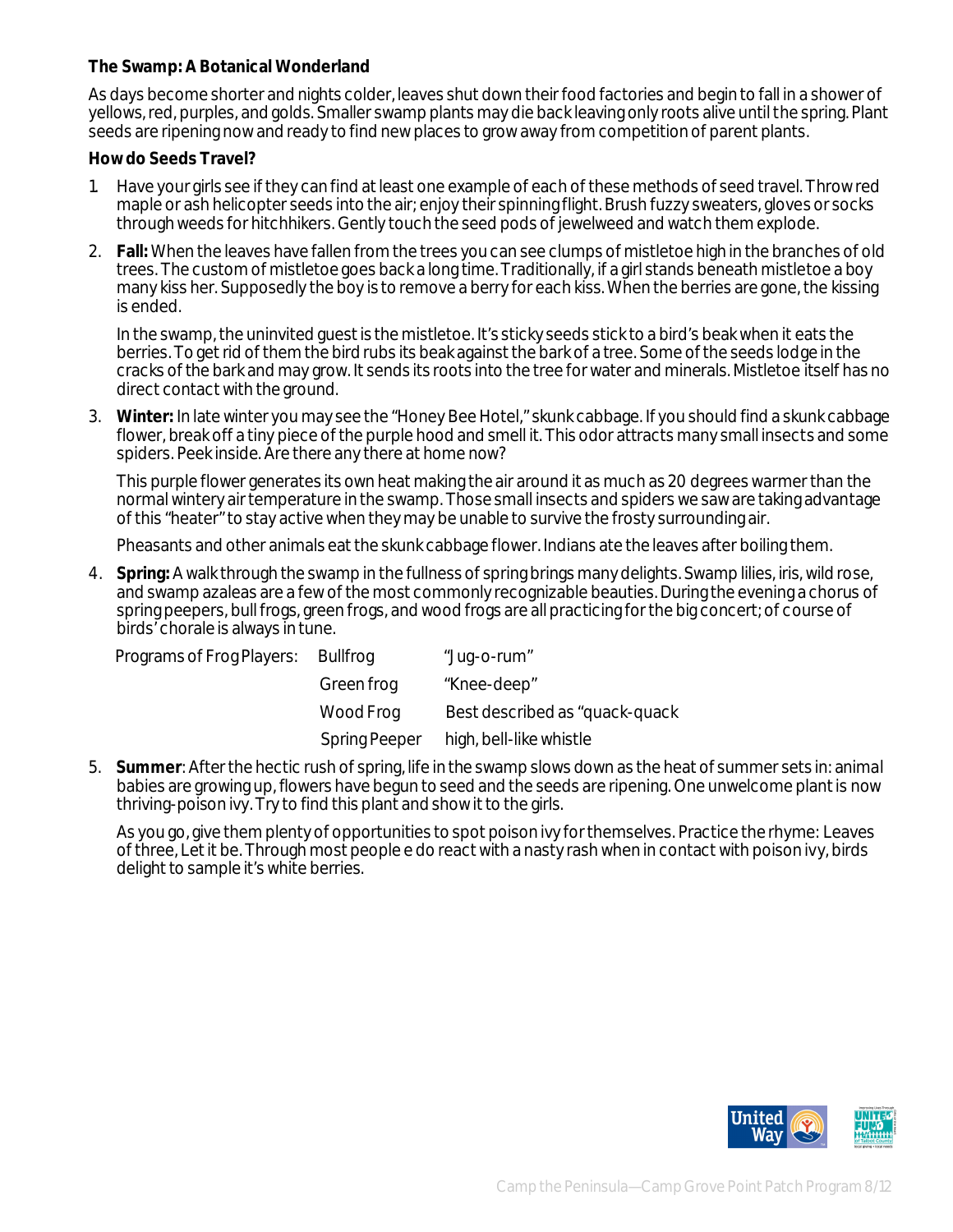**The Swamp: A Botanical Wonderland**

As days become shorter and nights colder, leaves shut down their food factories and begin to fall in a shower of yellows, red, purples, and golds. Smaller swamp plants may die back leaving only roots alive until the spring. Plant seeds are ripening now and ready to find new places to grow away from competition of parent plants.

**How do Seeds Travel?**

1. Have your girls see if they can find at least one example of each of these methods of seed travel. Throw red maple or ash helicopter seeds into the air; enjoy their spinning flight. Brush fuzzy sweaters, gloves or socks through weeds for hitchhikers. Gently touch the seed pods of jewelweed and watch them explode.

2. **Fall:** When the leaves have fallen from the trees you can see clumps of mistletoe high in the branches of old trees. The custom of mistletoe goes back a long time. Traditionally, if a girl stands beneath mistletoe a boy many kiss her. Supposedly the boy is to remove a berry for each kiss. When the berries are gone, the kissing is ended.

   In the swamp, the uninvited guest is the mistletoe. It's sticky seeds stick to a bird's beak when it eats the berries. To get rid of them the bird rubs its beak against the bark of a tree. Some of the seeds lodge in the cracks of the bark and may grow. It sends its roots into the tree for water and minerals. Mistletoe itself has no direct contact with the ground.

3. **Winter:** In late winter you may see the "Honey Bee Hotel," skunk cabbage. If you should find a skunk cabbage flower, break off a tiny piece of the purple hood and smell it. This odor attracts many small insects and some spiders. Peek inside. Are there any there at home now?

   This purple flower generates its own heat making the air around it as much as 20 degrees warmer than the normal wintery air temperature in the swamp. Those small insects and spiders we saw are taking advantage of this "heater" to stay active when they may be unable to survive the frosty surrounding air.

   Pheasants and other animals eat the skunk cabbage flower. Indians ate the leaves after boiling them.

4. **Spring:** A walk through the swamp in the fullness of spring brings many delights. Swamp lilies, iris, wild rose, and swamp azaleas are a few of the most commonly recognizable beauties. During the evening a chorus of spring peepers, bull frogs, green frogs, and wood frogs are all practicing for the big concert; of course of birds' chorale is always in tune.

   | | | |
   |---|---|---|
   | Programs of Frog Players: | Bullfrog | "Jug-o-rum" |
   | | Green frog | "Knee-deep" |
   | | Wood Frog | Best described as "quack-quack |
   | | Spring Peeper | high, bell-like whistle |

5. **Summer**: After the hectic rush of spring, life in the swamp slows down as the heat of summer sets in: animal babies are growing up, flowers have begun to seed and the seeds are ripening. One unwelcome plant is now thriving-poison ivy. Try to find this plant and show it to the girls.

   As you go, give them plenty of opportunities to spot poison ivy for themselves. Practice the rhyme: Leaves of three, Let it be. Through most people e do react with a nasty rash when in contact with poison ivy, birds delight to sample it's white berries.